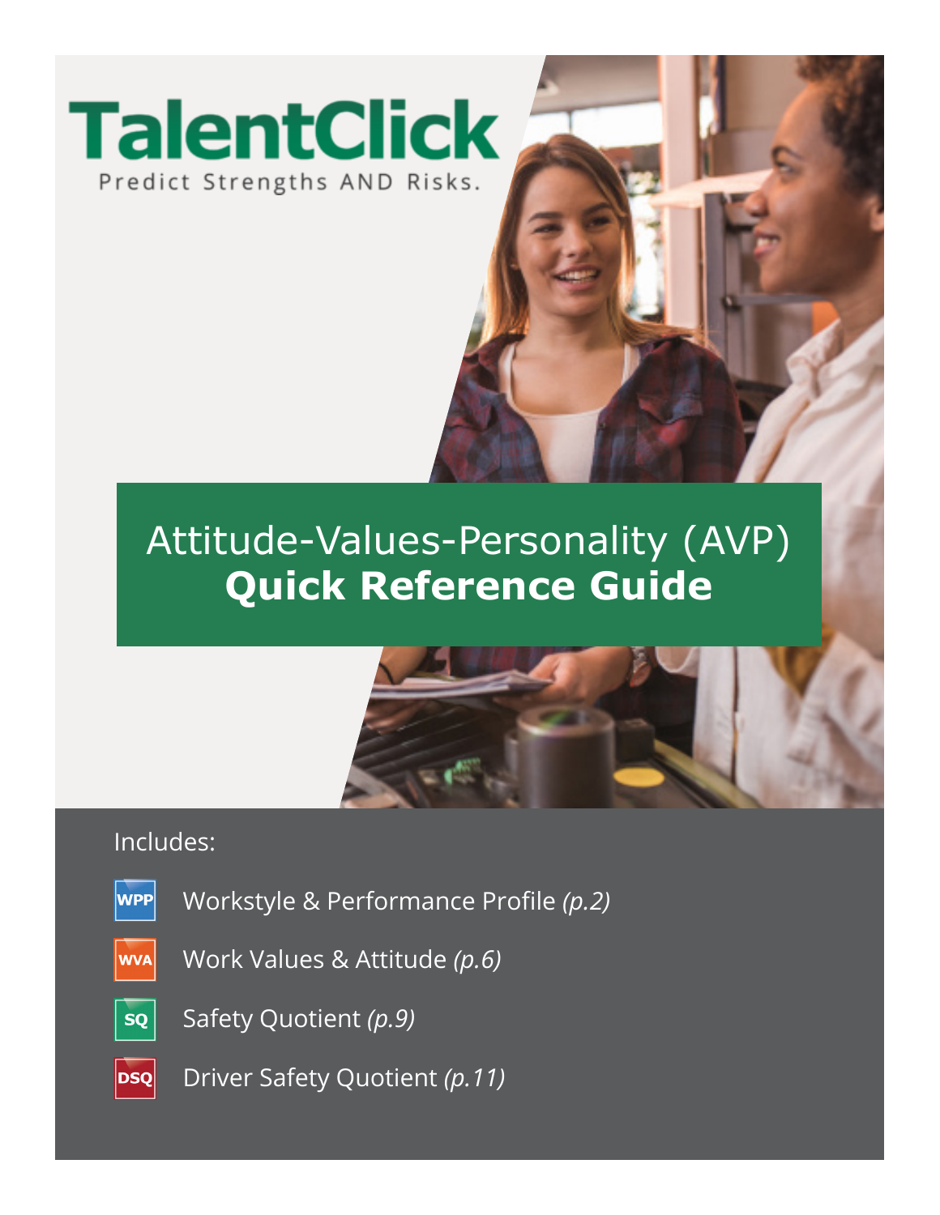# TalentClick

Predict Strengths AND Risks.

## Attitude-Values-Personality (AVP) **Quick Reference Guide**

Includes:

- WPP Workstyle & Performance Profile *(p.2)*
- WVA Work Values & Attitude *(p.6)*
- SQ Safety Quotient *(p.9)*
- DSQ Driver Safety Quotient *(p.11)*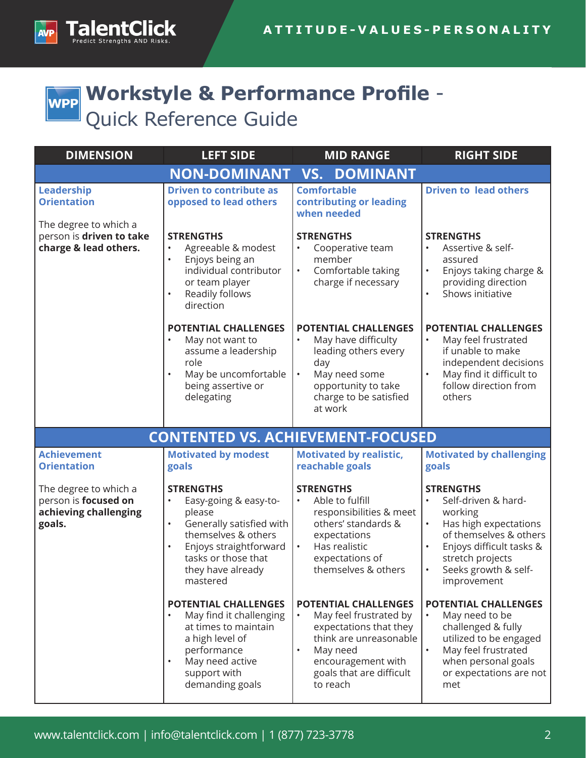# Workstyle & Performance Profile - Quick Reference Guide

| DIMENSION | LEFT SIDE | MID RANGE | RIGHT SIDE |
|---|---|---|---|
| **NON-DOMINANT VS. DOMINANT** | | | |
| **Leadership Orientation**<br><br>The degree to which a person is **driven to take charge & lead others.** | **Driven to contribute as opposed to lead others**<br><br>**STRENGTHS**<br>• Agreeable & modest<br>• Enjoys being an individual contributor or team player<br>• Readily follows direction<br><br>**POTENTIAL CHALLENGES**<br>• May not want to assume a leadership role<br>• May be uncomfortable being assertive or delegating | **Comfortable contributing or leading when needed**<br><br>**STRENGTHS**<br>• Cooperative team member<br>• Comfortable taking charge if necessary<br><br>**POTENTIAL CHALLENGES**<br>• May have difficulty leading others every day<br>• May need some opportunity to take charge to be satisfied at work | **Driven to lead others**<br><br>**STRENGTHS**<br>• Assertive & self-assured<br>• Enjoys taking charge & providing direction<br>• Shows initiative<br><br>**POTENTIAL CHALLENGES**<br>• May feel frustrated if unable to make independent decisions<br>• May find it difficult to follow direction from others |
| **CONTENTED VS. ACHIEVEMENT-FOCUSED** | | | |
| **Achievement Orientation**<br><br>The degree to which a person is **focused on achieving challenging goals.** | **Motivated by modest goals**<br><br>**STRENGTHS**<br>• Easy-going & easy-to-please<br>• Generally satisfied with themselves & others<br>• Enjoys straightforward tasks or those that they have already mastered<br><br>**POTENTIAL CHALLENGES**<br>• May find it challenging at times to maintain a high level of performance<br>• May need active support with demanding goals | **Motivated by realistic, reachable goals**<br><br>**STRENGTHS**<br>• Able to fulfill responsibilities & meet others' standards & expectations<br>• Has realistic expectations of themselves & others<br><br>**POTENTIAL CHALLENGES**<br>• May feel frustrated by expectations that they think are unreasonable<br>• May need encouragement with goals that are difficult to reach | **Motivated by challenging goals**<br><br>**STRENGTHS**<br>• Self-driven & hard-working<br>• Has high expectations of themselves & others<br>• Enjoys difficult tasks & stretch projects<br>• Seeks growth & self-improvement<br><br>**POTENTIAL CHALLENGES**<br>• May need to be challenged & fully utilized to be engaged<br>• May feel frustrated when personal goals or expectations are not met |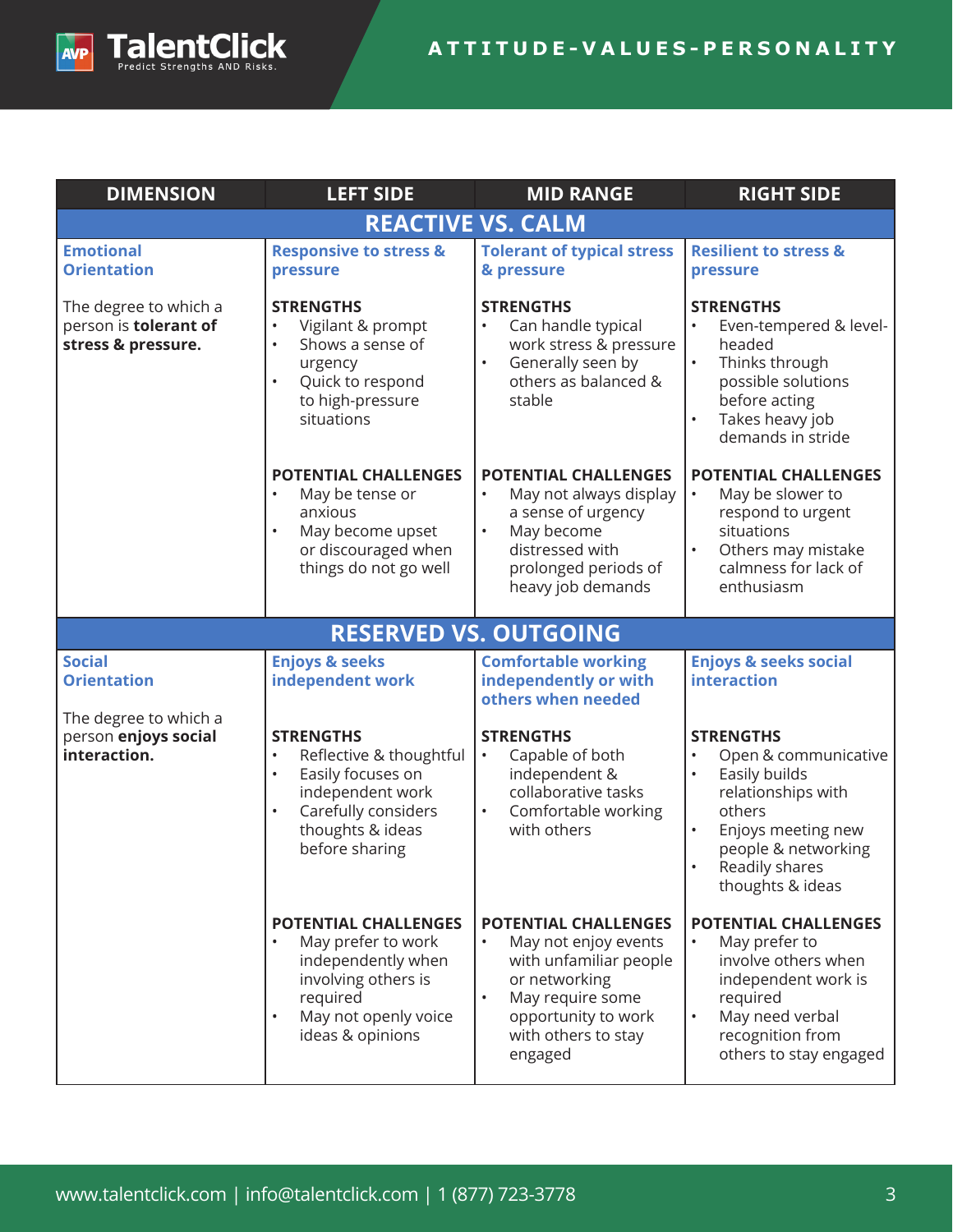| DIMENSION | LEFT SIDE | MID RANGE | RIGHT SIDE |
|---|---|---|---|
| **REACTIVE VS. CALM** | | | |
| **Emotional Orientation**<br><br>The degree to which a person is **tolerant of stress & pressure.** | **Responsive to stress & pressure**<br><br>**STRENGTHS**<br>• Vigilant & prompt<br>• Shows a sense of urgency<br>• Quick to respond to high-pressure situations<br><br>**POTENTIAL CHALLENGES**<br>• May be tense or anxious<br>• May become upset or discouraged when things do not go well | **Tolerant of typical stress & pressure**<br><br>**STRENGTHS**<br>• Can handle typical work stress & pressure<br>• Generally seen by others as balanced & stable<br><br>**POTENTIAL CHALLENGES**<br>• May not always display a sense of urgency<br>• May become distressed with prolonged periods of heavy job demands | **Resilient to stress & pressure**<br><br>**STRENGTHS**<br>• Even-tempered & level-headed<br>• Thinks through possible solutions before acting<br>• Takes heavy job demands in stride<br><br>**POTENTIAL CHALLENGES**<br>• May be slower to respond to urgent situations<br>• Others may mistake calmness for lack of enthusiasm |
| **RESERVED VS. OUTGOING** | | | |
| **Social Orientation**<br><br>The degree to which a person **enjoys social interaction.** | **Enjoys & seeks independent work**<br><br>**STRENGTHS**<br>• Reflective & thoughtful<br>• Easily focuses on independent work<br>• Carefully considers thoughts & ideas before sharing<br><br>**POTENTIAL CHALLENGES**<br>• May prefer to work independently when involving others is required<br>• May not openly voice ideas & opinions | **Comfortable working independently or with others when needed**<br><br>**STRENGTHS**<br>• Capable of both independent & collaborative tasks<br>• Comfortable working with others<br><br>**POTENTIAL CHALLENGES**<br>• May not enjoy events with unfamiliar people or networking<br>• May require some opportunity to work with others to stay engaged | **Enjoys & seeks social interaction**<br><br>**STRENGTHS**<br>• Open & communicative<br>• Easily builds relationships with others<br>• Enjoys meeting new people & networking<br>• Readily shares thoughts & ideas<br><br>**POTENTIAL CHALLENGES**<br>• May prefer to involve others when independent work is required<br>• May need verbal recognition from others to stay engaged |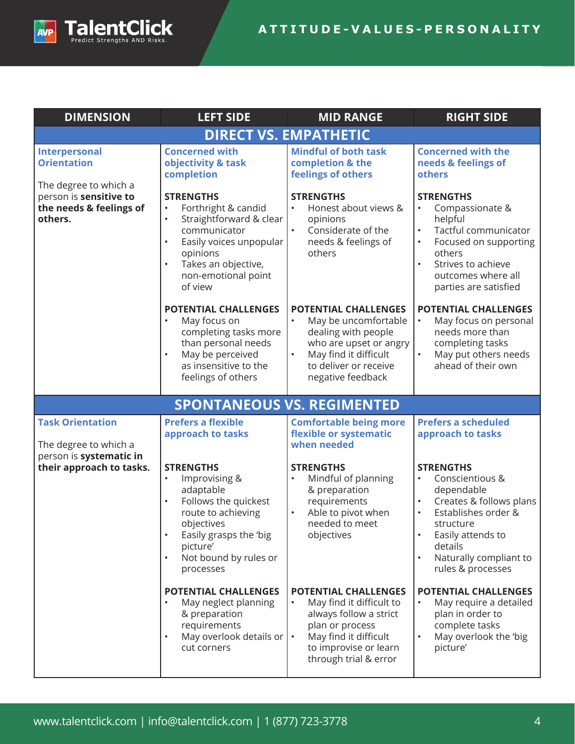| DIMENSION | LEFT SIDE | MID RANGE | RIGHT SIDE |
|---|---|---|---|
| **DIRECT VS. EMPATHETIC** | | | |
| **Interpersonal Orientation**<br><br>The degree to which a person is **sensitive to the needs & feelings of others.** | **Concerned with objectivity & task completion**<br><br>**STRENGTHS**<br>• Forthright & candid<br>• Straightforward & clear communicator<br>• Easily voices unpopular opinions<br>• Takes an objective, non-emotional point of view<br><br>**POTENTIAL CHALLENGES**<br>• May focus on completing tasks more than personal needs<br>• May be perceived as insensitive to the feelings of others | **Mindful of both task completion & the feelings of others**<br><br>**STRENGTHS**<br>• Honest about views & opinions<br>• Considerate of the needs & feelings of others<br><br>**POTENTIAL CHALLENGES**<br>• May be uncomfortable dealing with people who are upset or angry<br>• May find it difficult to deliver or receive negative feedback | **Concerned with the needs & feelings of others**<br><br>**STRENGTHS**<br>• Compassionate & helpful<br>• Tactful communicator<br>• Focused on supporting others<br>• Strives to achieve outcomes where all parties are satisfied<br><br>**POTENTIAL CHALLENGES**<br>• May focus on personal needs more than completing tasks<br>• May put others needs ahead of their own |
| **SPONTANEOUS VS. REGIMENTED** | | | |
| **Task Orientation**<br><br>The degree to which a person is **systematic in their approach to tasks.** | **Prefers a flexible approach to tasks**<br><br>**STRENGTHS**<br>• Improvising & adaptable<br>• Follows the quickest route to achieving objectives<br>• Easily grasps the 'big picture'<br>• Not bound by rules or processes<br><br>**POTENTIAL CHALLENGES**<br>• May neglect planning & preparation requirements<br>• May overlook details or cut corners | **Comfortable being more flexible or systematic when needed**<br><br>**STRENGTHS**<br>• Mindful of planning & preparation requirements<br>• Able to pivot when needed to meet objectives<br><br>**POTENTIAL CHALLENGES**<br>• May find it difficult to always follow a strict plan or process<br>• May find it difficult to improvise or learn through trial & error | **Prefers a scheduled approach to tasks**<br><br>**STRENGTHS**<br>• Conscientious & dependable<br>• Creates & follows plans<br>• Establishes order & structure<br>• Easily attends to details<br>• Naturally compliant to rules & processes<br><br>**POTENTIAL CHALLENGES**<br>• May require a detailed plan in order to complete tasks<br>• May overlook the 'big picture' |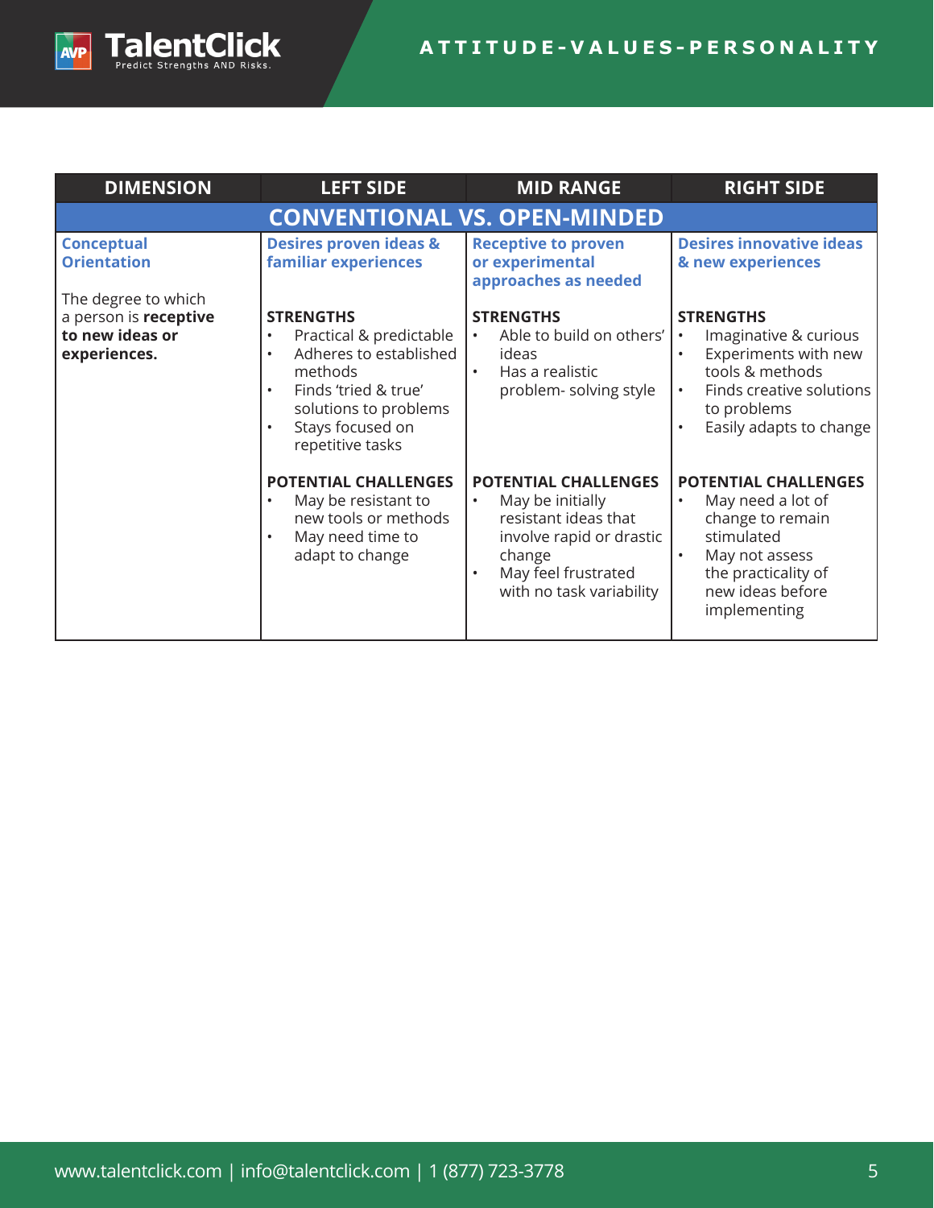| DIMENSION | LEFT SIDE | MID RANGE | RIGHT SIDE |
|---|---|---|---|
| **CONVENTIONAL VS. OPEN-MINDED** | | | |
| **Conceptual Orientation**<br><br>The degree to which a person is **receptive to new ideas or experiences.** | **Desires proven ideas & familiar experiences**<br><br>**STRENGTHS**<br>• Practical & predictable<br>• Adheres to established methods<br>• Finds 'tried & true' solutions to problems<br>• Stays focused on repetitive tasks<br><br>**POTENTIAL CHALLENGES**<br>• May be resistant to new tools or methods<br>• May need time to adapt to change | **Receptive to proven or experimental approaches as needed**<br><br>**STRENGTHS**<br>• Able to build on others' ideas<br>• Has a realistic problem- solving style<br><br>**POTENTIAL CHALLENGES**<br>• May be initially resistant ideas that involve rapid or drastic change<br>• May feel frustrated with no task variability | **Desires innovative ideas & new experiences**<br><br>**STRENGTHS**<br>• Imaginative & curious<br>• Experiments with new tools & methods<br>• Finds creative solutions to problems<br>• Easily adapts to change<br><br>**POTENTIAL CHALLENGES**<br>• May need a lot of change to remain stimulated<br>• May not assess the practicality of new ideas before implementing |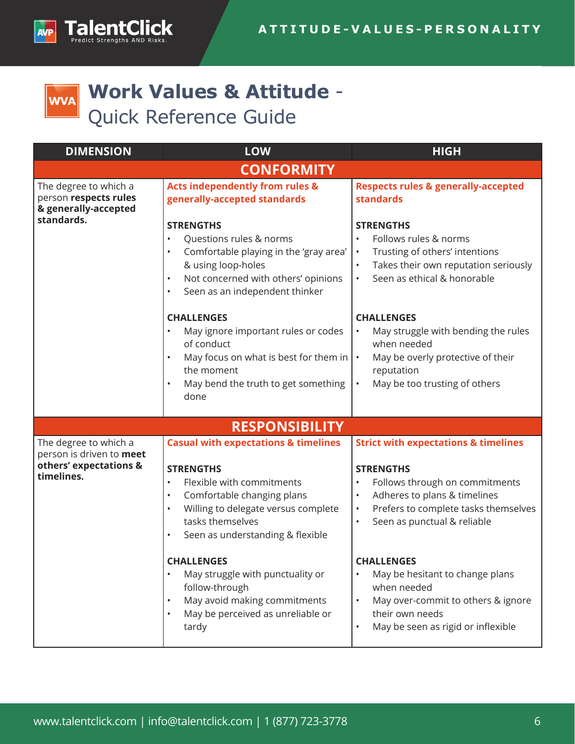# Work Values & Attitude - Quick Reference Guide

| DIMENSION | LOW | HIGH |
|---|---|---|
| **CONFORMITY** | | |
| The degree to which a person **respects rules & generally-accepted standards.** | **Acts independently from rules & generally-accepted standards**<br><br>**STRENGTHS**<br>• Questions rules & norms<br>• Comfortable playing in the 'gray area' & using loop-holes<br>• Not concerned with others' opinions<br>• Seen as an independent thinker<br><br>**CHALLENGES**<br>• May ignore important rules or codes of conduct<br>• May focus on what is best for them in the moment<br>• May bend the truth to get something done | **Respects rules & generally-accepted standards**<br><br>**STRENGTHS**<br>• Follows rules & norms<br>• Trusting of others' intentions<br>• Takes their own reputation seriously<br>• Seen as ethical & honorable<br><br>**CHALLENGES**<br>• May struggle with bending the rules when needed<br>• May be overly protective of their reputation<br>• May be too trusting of others |
| **RESPONSIBILITY** | | |
| The degree to which a person is driven to **meet others' expectations & timelines.** | **Casual with expectations & timelines**<br><br>**STRENGTHS**<br>• Flexible with commitments<br>• Comfortable changing plans<br>• Willing to delegate versus complete tasks themselves<br>• Seen as understanding & flexible<br><br>**CHALLENGES**<br>• May struggle with punctuality or follow-through<br>• May avoid making commitments<br>• May be perceived as unreliable or tardy | **Strict with expectations & timelines**<br><br>**STRENGTHS**<br>• Follows through on commitments<br>• Adheres to plans & timelines<br>• Prefers to complete tasks themselves<br>• Seen as punctual & reliable<br><br>**CHALLENGES**<br>• May be hesitant to change plans when needed<br>• May over-commit to others & ignore their own needs<br>• May be seen as rigid or inflexible |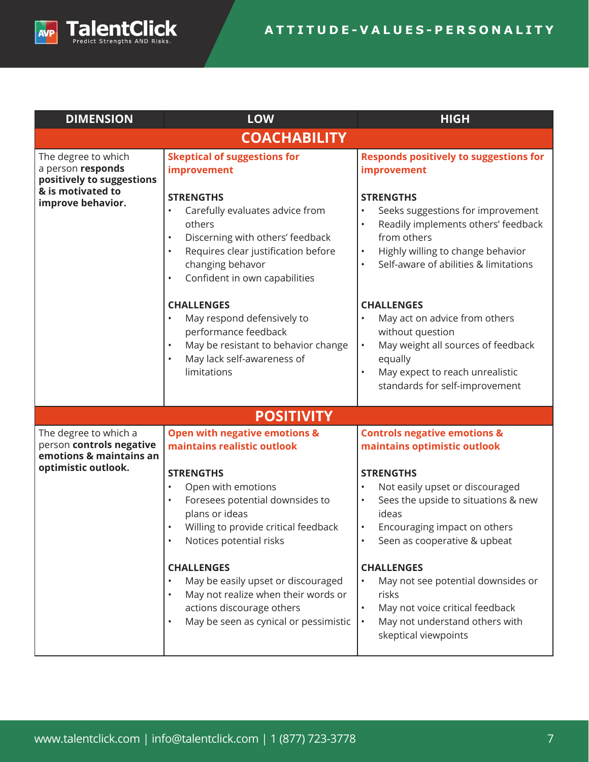| DIMENSION | LOW | HIGH |
|---|---|---|
| **COACHABILITY** | | |
| The degree to which a person **responds positively to suggestions & is motivated to improve behavior.** | **Skeptical of suggestions for improvement**<br><br>**STRENGTHS**<br>• Carefully evaluates advice from others<br>• Discerning with others' feedback<br>• Requires clear justification before changing behavior<br>• Confident in own capabilities<br><br>**CHALLENGES**<br>• May respond defensively to performance feedback<br>• May be resistant to behavior change<br>• May lack self-awareness of limitations | **Responds positively to suggestions for improvement**<br><br>**STRENGTHS**<br>• Seeks suggestions for improvement<br>• Readily implements others' feedback from others<br>• Highly willing to change behavior<br>• Self-aware of abilities & limitations<br><br>**CHALLENGES**<br>• May act on advice from others without question<br>• May weight all sources of feedback equally<br>• May expect to reach unrealistic standards for self-improvement |
| **POSITIVITY** | | |
| The degree to which a person **controls negative emotions & maintains an optimistic outlook.** | **Open with negative emotions & maintains realistic outlook**<br><br>**STRENGTHS**<br>• Open with emotions<br>• Foresees potential downsides to plans or ideas<br>• Willing to provide critical feedback<br>• Notices potential risks<br><br>**CHALLENGES**<br>• May be easily upset or discouraged<br>• May not realize when their words or actions discourage others<br>• May be seen as cynical or pessimistic | **Controls negative emotions & maintains optimistic outlook**<br><br>**STRENGTHS**<br>• Not easily upset or discouraged<br>• Sees the upside to situations & new ideas<br>• Encouraging impact on others<br>• Seen as cooperative & upbeat<br><br>**CHALLENGES**<br>• May not see potential downsides or risks<br>• May not voice critical feedback<br>• May not understand others with skeptical viewpoints |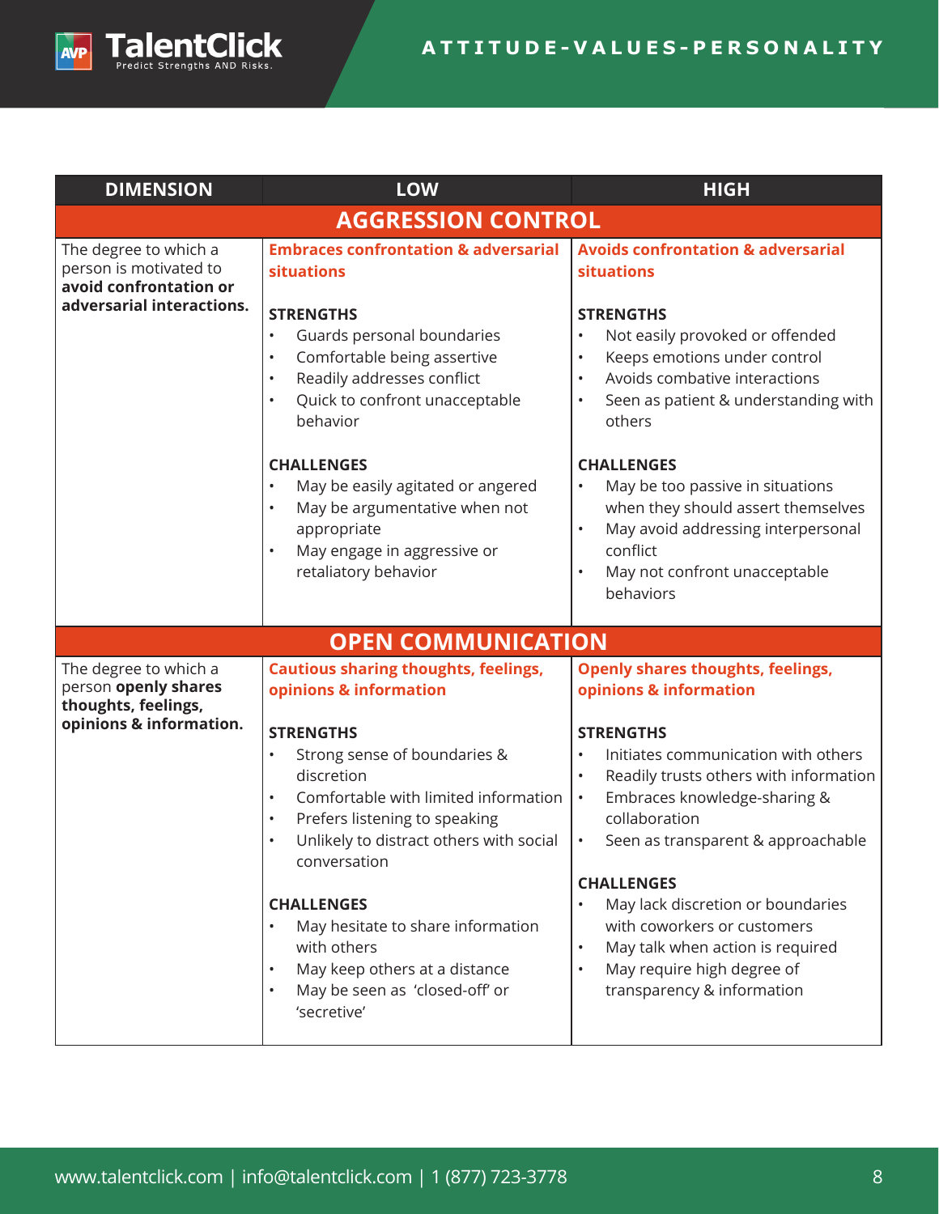| DIMENSION | LOW | HIGH |
|---|---|---|
| **AGGRESSION CONTROL** | | |
| The degree to which a person is motivated to **avoid confrontation or adversarial interactions.** | **Embraces confrontation & adversarial situations**<br><br>**STRENGTHS**<br>• Guards personal boundaries<br>• Comfortable being assertive<br>• Readily addresses conflict<br>• Quick to confront unacceptable behavior<br><br>**CHALLENGES**<br>• May be easily agitated or angered<br>• May be argumentative when not appropriate<br>• May engage in aggressive or retaliatory behavior | **Avoids confrontation & adversarial situations**<br><br>**STRENGTHS**<br>• Not easily provoked or offended<br>• Keeps emotions under control<br>• Avoids combative interactions<br>• Seen as patient & understanding with others<br><br>**CHALLENGES**<br>• May be too passive in situations when they should assert themselves<br>• May avoid addressing interpersonal conflict<br>• May not confront unacceptable behaviors |
| **OPEN COMMUNICATION** | | |
| The degree to which a person **openly shares thoughts, feelings, opinions & information.** | **Cautious sharing thoughts, feelings, opinions & information**<br><br>**STRENGTHS**<br>• Strong sense of boundaries & discretion<br>• Comfortable with limited information<br>• Prefers listening to speaking<br>• Unlikely to distract others with social conversation<br><br>**CHALLENGES**<br>• May hesitate to share information with others<br>• May keep others at a distance<br>• May be seen as 'closed-off' or 'secretive' | **Openly shares thoughts, feelings, opinions & information**<br><br>**STRENGTHS**<br>• Initiates communication with others<br>• Readily trusts others with information<br>• Embraces knowledge-sharing & collaboration<br>• Seen as transparent & approachable<br><br>**CHALLENGES**<br>• May lack discretion or boundaries with coworkers or customers<br>• May talk when action is required<br>• May require high degree of transparency & information |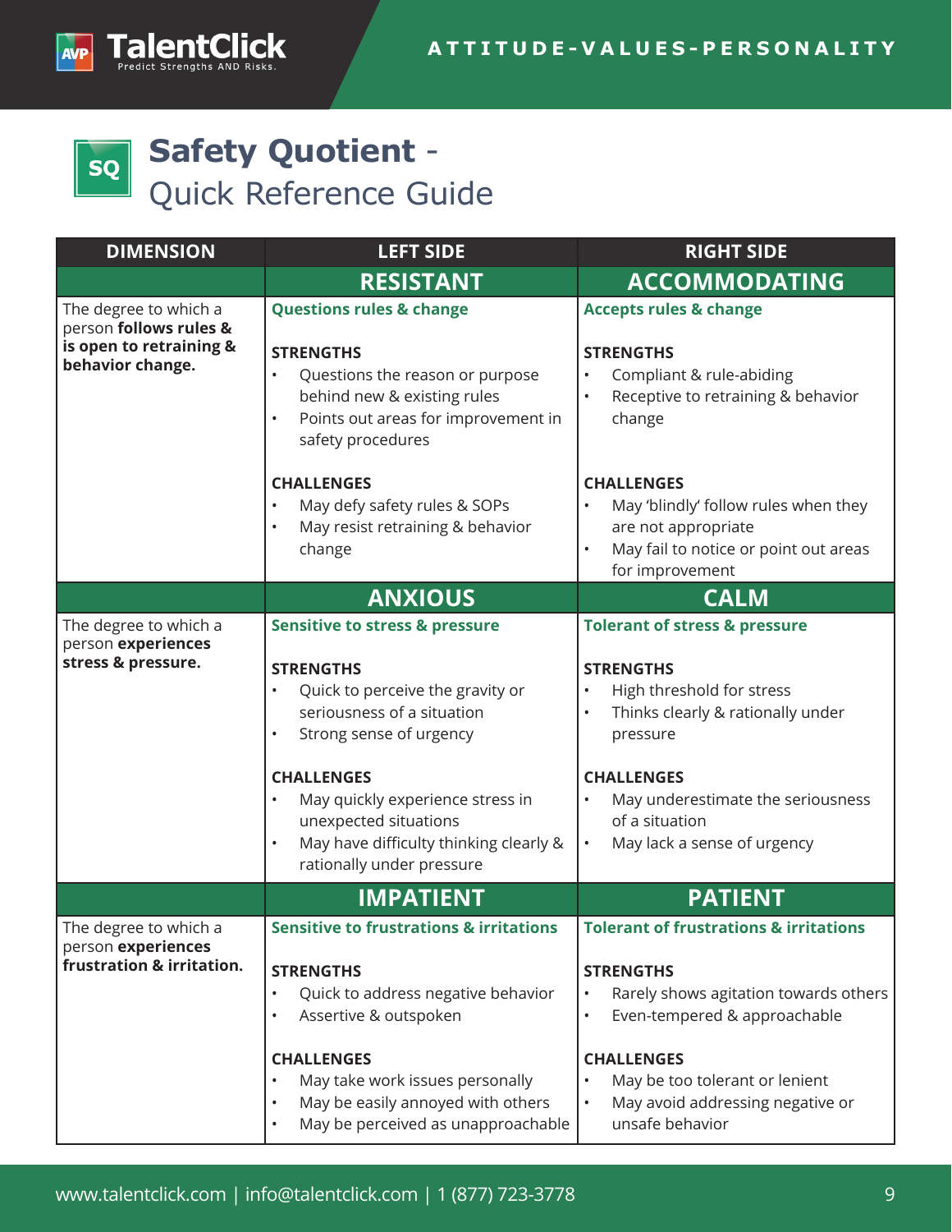# Safety Quotient - Quick Reference Guide

| DIMENSION | LEFT SIDE | RIGHT SIDE |
|---|---|---|
| | **RESISTANT** | **ACCOMMODATING** |
| The degree to which a person **follows rules & is open to retraining & behavior change.** | **Questions rules & change**<br><br>**STRENGTHS**<br>• Questions the reason or purpose behind new & existing rules<br>• Points out areas for improvement in safety procedures<br><br>**CHALLENGES**<br>• May defy safety rules & SOPs<br>• May resist retraining & behavior change | **Accepts rules & change**<br><br>**STRENGTHS**<br>• Compliant & rule-abiding<br>• Receptive to retraining & behavior change<br><br>**CHALLENGES**<br>• May 'blindly' follow rules when they are not appropriate<br>• May fail to notice or point out areas for improvement |
| | **ANXIOUS** | **CALM** |
| The degree to which a person **experiences stress & pressure.** | **Sensitive to stress & pressure**<br><br>**STRENGTHS**<br>• Quick to perceive the gravity or seriousness of a situation<br>• Strong sense of urgency<br><br>**CHALLENGES**<br>• May quickly experience stress in unexpected situations<br>• May have difficulty thinking clearly & rationally under pressure | **Tolerant of stress & pressure**<br><br>**STRENGTHS**<br>• High threshold for stress<br>• Thinks clearly & rationally under pressure<br><br>**CHALLENGES**<br>• May underestimate the seriousness of a situation<br>• May lack a sense of urgency |
| | **IMPATIENT** | **PATIENT** |
| The degree to which a person **experiences frustration & irritation.** | **Sensitive to frustrations & irritations**<br><br>**STRENGTHS**<br>• Quick to address negative behavior<br>• Assertive & outspoken<br><br>**CHALLENGES**<br>• May take work issues personally<br>• May be easily annoyed with others<br>• May be perceived as unapproachable | **Tolerant of frustrations & irritations**<br><br>**STRENGTHS**<br>• Rarely shows agitation towards others<br>• Even-tempered & approachable<br><br>**CHALLENGES**<br>• May be too tolerant or lenient<br>• May avoid addressing negative or unsafe behavior |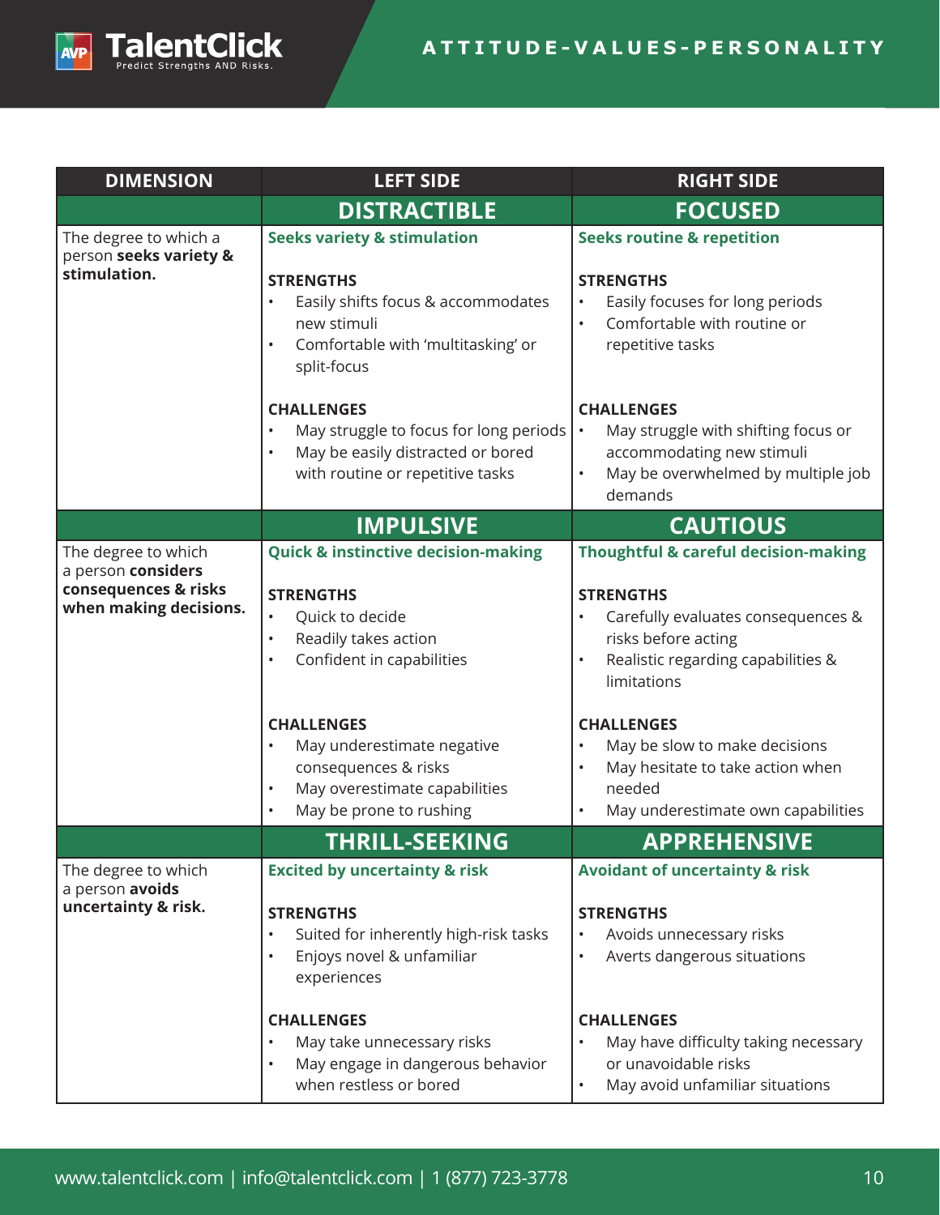| DIMENSION | LEFT SIDE | RIGHT SIDE |
|---|---|---|
| | **DISTRACTIBLE** | **FOCUSED** |
| The degree to which a person **seeks variety & stimulation.** | **Seeks variety & stimulation**<br><br>**STRENGTHS**<br>• Easily shifts focus & accommodates new stimuli<br>• Comfortable with 'multitasking' or split-focus<br><br>**CHALLENGES**<br>• May struggle to focus for long periods<br>• May be easily distracted or bored with routine or repetitive tasks | **Seeks routine & repetition**<br><br>**STRENGTHS**<br>• Easily focuses for long periods<br>• Comfortable with routine or repetitive tasks<br><br>**CHALLENGES**<br>• May struggle with shifting focus or accommodating new stimuli<br>• May be overwhelmed by multiple job demands |
| | **IMPULSIVE** | **CAUTIOUS** |
| The degree to which a person **considers consequences & risks when making decisions.** | **Quick & instinctive decision-making**<br><br>**STRENGTHS**<br>• Quick to decide<br>• Readily takes action<br>• Confident in capabilities<br><br>**CHALLENGES**<br>• May underestimate negative consequences & risks<br>• May overestimate capabilities<br>• May be prone to rushing | **Thoughtful & careful decision-making**<br><br>**STRENGTHS**<br>• Carefully evaluates consequences & risks before acting<br>• Realistic regarding capabilities & limitations<br><br>**CHALLENGES**<br>• May be slow to make decisions<br>• May hesitate to take action when needed<br>• May underestimate own capabilities |
| | **THRILL-SEEKING** | **APPREHENSIVE** |
| The degree to which a person **avoids uncertainty & risk.** | **Excited by uncertainty & risk**<br><br>**STRENGTHS**<br>• Suited for inherently high-risk tasks<br>• Enjoys novel & unfamiliar experiences<br><br>**CHALLENGES**<br>• May take unnecessary risks<br>• May engage in dangerous behavior when restless or bored | **Avoidant of uncertainty & risk**<br><br>**STRENGTHS**<br>• Avoids unnecessary risks<br>• Averts dangerous situations<br><br>**CHALLENGES**<br>• May have difficulty taking necessary or unavoidable risks<br>• May avoid unfamiliar situations |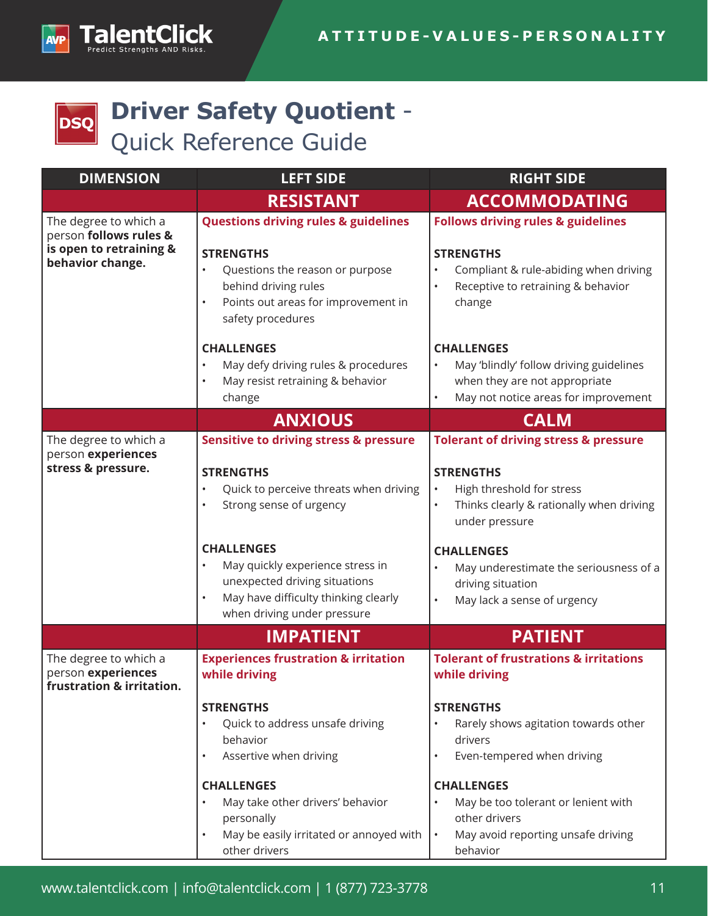# Driver Safety Quotient - Quick Reference Guide

| DIMENSION | LEFT SIDE | RIGHT SIDE |
| --- | --- | --- |
| | **RESISTANT** | **ACCOMMODATING** |
| The degree to which a person **follows rules & is open to retraining & behavior change.** | **Questions driving rules & guidelines**<br><br>**STRENGTHS**<br>• Questions the reason or purpose behind driving rules<br>• Points out areas for improvement in safety procedures<br><br>**CHALLENGES**<br>• May defy driving rules & procedures<br>• May resist retraining & behavior change | **Follows driving rules & guidelines**<br><br>**STRENGTHS**<br>• Compliant & rule-abiding when driving<br>• Receptive to retraining & behavior change<br><br>**CHALLENGES**<br>• May 'blindly' follow driving guidelines when they are not appropriate<br>• May not notice areas for improvement |
| | **ANXIOUS** | **CALM** |
| The degree to which a person **experiences stress & pressure.** | **Sensitive to driving stress & pressure**<br><br>**STRENGTHS**<br>• Quick to perceive threats when driving<br>• Strong sense of urgency<br><br>**CHALLENGES**<br>• May quickly experience stress in unexpected driving situations<br>• May have difficulty thinking clearly when driving under pressure | **Tolerant of driving stress & pressure**<br><br>**STRENGTHS**<br>• High threshold for stress<br>• Thinks clearly & rationally when driving under pressure<br><br>**CHALLENGES**<br>• May underestimate the seriousness of a driving situation<br>• May lack a sense of urgency |
| | **IMPATIENT** | **PATIENT** |
| The degree to which a person **experiences frustration & irritation.** | **Experiences frustration & irritation while driving**<br><br>**STRENGTHS**<br>• Quick to address unsafe driving behavior<br>• Assertive when driving<br><br>**CHALLENGES**<br>• May take other drivers' behavior personally<br>• May be easily irritated or annoyed with other drivers | **Tolerant of frustrations & irritations while driving**<br><br>**STRENGTHS**<br>• Rarely shows agitation towards other drivers<br>• Even-tempered when driving<br><br>**CHALLENGES**<br>• May be too tolerant or lenient with other drivers<br>• May avoid reporting unsafe driving behavior |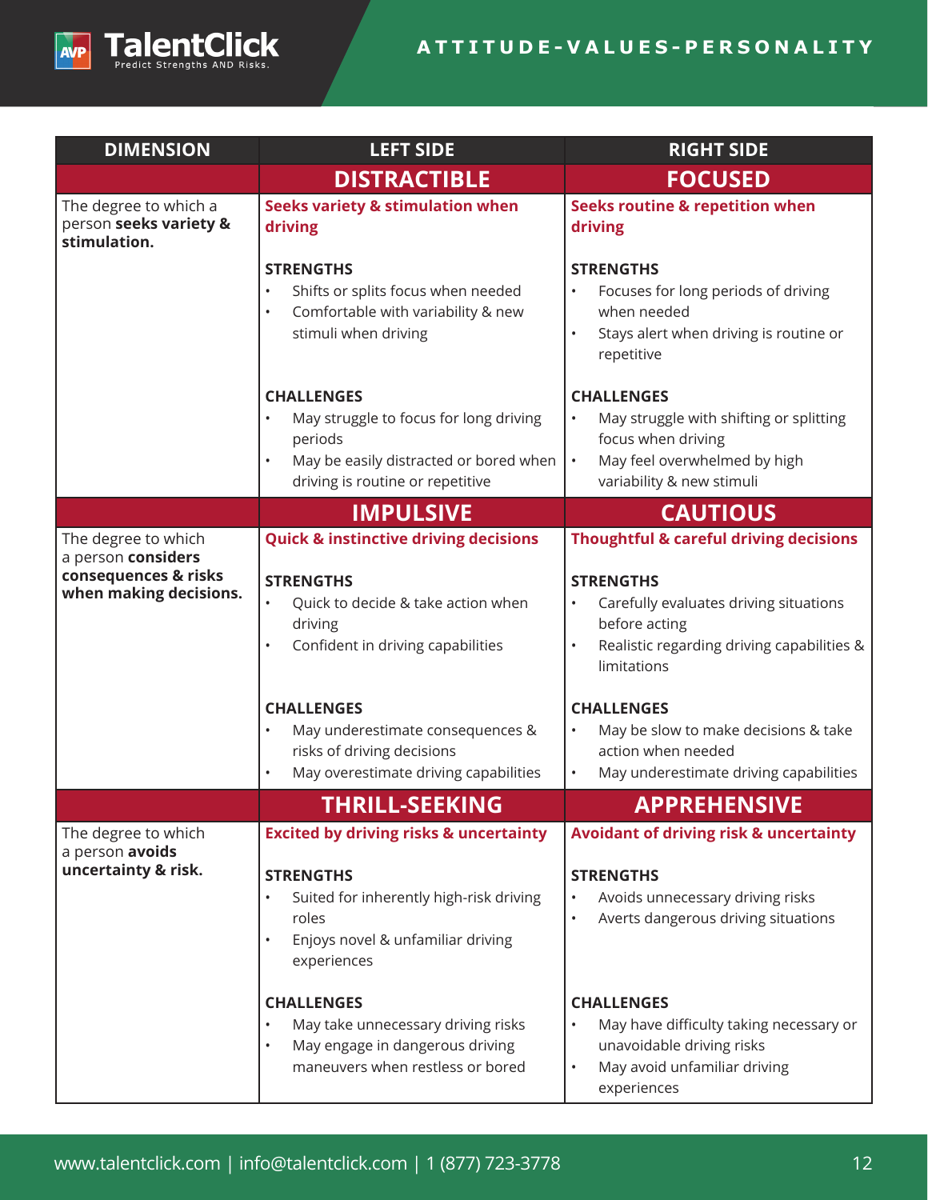| DIMENSION | LEFT SIDE | RIGHT SIDE |
|---|---|---|
| | **DISTRACTIBLE** | **FOCUSED** |
| The degree to which a person **seeks variety & stimulation.** | **Seeks variety & stimulation when driving**<br><br>**STRENGTHS**<br>• Shifts or splits focus when needed<br>• Comfortable with variability & new stimuli when driving<br><br>**CHALLENGES**<br>• May struggle to focus for long driving periods<br>• May be easily distracted or bored when driving is routine or repetitive | **Seeks routine & repetition when driving**<br><br>**STRENGTHS**<br>• Focuses for long periods of driving when needed<br>• Stays alert when driving is routine or repetitive<br><br>**CHALLENGES**<br>• May struggle with shifting or splitting focus when driving<br>• May feel overwhelmed by high variability & new stimuli |
| | **IMPULSIVE** | **CAUTIOUS** |
| The degree to which a person **considers consequences & risks when making decisions.** | **Quick & instinctive driving decisions**<br><br>**STRENGTHS**<br>• Quick to decide & take action when driving<br>• Confident in driving capabilities<br><br>**CHALLENGES**<br>• May underestimate consequences & risks of driving decisions<br>• May overestimate driving capabilities | **Thoughtful & careful driving decisions**<br><br>**STRENGTHS**<br>• Carefully evaluates driving situations before acting<br>• Realistic regarding driving capabilities & limitations<br><br>**CHALLENGES**<br>• May be slow to make decisions & take action when needed<br>• May underestimate driving capabilities |
| | **THRILL-SEEKING** | **APPREHENSIVE** |
| The degree to which a person **avoids uncertainty & risk.** | **Excited by driving risks & uncertainty**<br><br>**STRENGTHS**<br>• Suited for inherently high-risk driving roles<br>• Enjoys novel & unfamiliar driving experiences<br><br>**CHALLENGES**<br>• May take unnecessary driving risks<br>• May engage in dangerous driving maneuvers when restless or bored | **Avoidant of driving risk & uncertainty**<br><br>**STRENGTHS**<br>• Avoids unnecessary driving risks<br>• Averts dangerous driving situations<br><br>**CHALLENGES**<br>• May have difficulty taking necessary or unavoidable driving risks<br>• May avoid unfamiliar driving experiences |